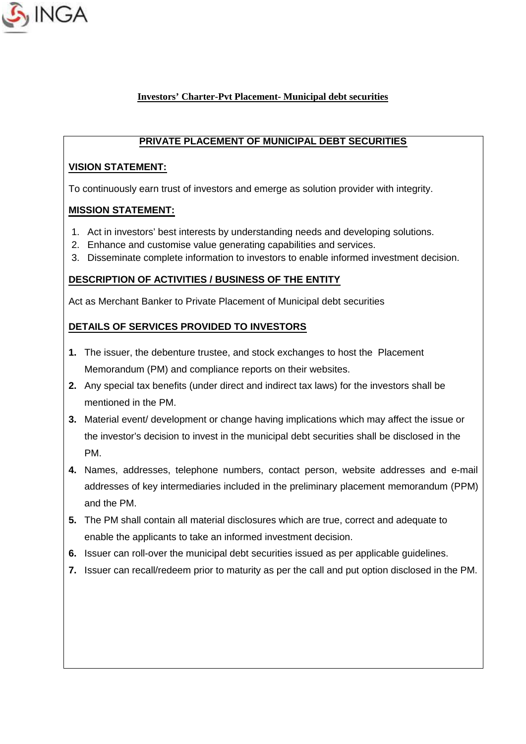# Investors' Charter-Pvt Placement- Municipal debt securities

## PRIVATE PLACEMENT OF MUNICIPAL DEBT SECURITIES

### VISION STATEMENT:

To continuously earn trust of investors and emerge as solution provider with integrity.

### MISSION STATEMENT:

1. Act in investors' best interests by understanding needs and developing solutions.
2. Enhance and customise value generating capabilities and services.
3. Disseminate complete information to investors to enable informed investment decision.

### DESCRIPTION OF ACTIVITIES / BUSINESS OF THE ENTITY

Act as Merchant Banker to Private Placement of Municipal debt securities

### DETAILS OF SERVICES PROVIDED TO INVESTORS

1. The issuer, the debenture trustee, and stock exchanges to host the Placement Memorandum (PM) and compliance reports on their websites.
2. Any special tax benefits (under direct and indirect tax laws) for the investors shall be mentioned in the PM.
3. Material event/ development or change having implications which may affect the issue or the investor's decision to invest in the municipal debt securities shall be disclosed in the PM.
4. Names, addresses, telephone numbers, contact person, website addresses and e-mail addresses of key intermediaries included in the preliminary placement memorandum (PPM) and the PM.
5. The PM shall contain all material disclosures which are true, correct and adequate to enable the applicants to take an informed investment decision.
6. Issuer can roll-over the municipal debt securities issued as per applicable guidelines.
7. Issuer can recall/redeem prior to maturity as per the call and put option disclosed in the PM.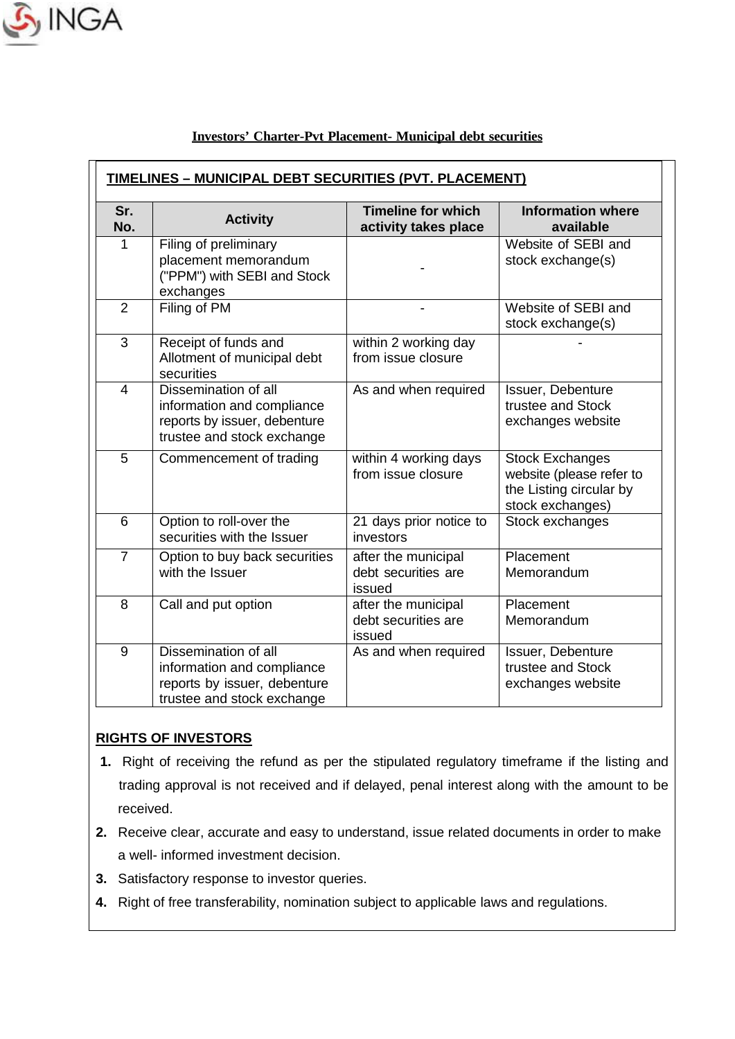**Investors' Charter-Pvt Placement- Municipal debt securities**

**TIMELINES – MUNICIPAL DEBT SECURITIES (PVT. PLACEMENT)**

| Sr. No. | Activity | Timeline for which activity takes place | Information where available |
|---|---|---|---|
| 1 | Filing of preliminary placement memorandum ("PPM") with SEBI and Stock exchanges | - | Website of SEBI and stock exchange(s) |
| 2 | Filing of PM | - | Website of SEBI and stock exchange(s) |
| 3 | Receipt of funds and Allotment of municipal debt securities | within 2 working day from issue closure | - |
| 4 | Dissemination of all information and compliance reports by issuer, debenture trustee and stock exchange | As and when required | Issuer, Debenture trustee and Stock exchanges website |
| 5 | Commencement of trading | within 4 working days from issue closure | Stock Exchanges website (please refer to the Listing circular by stock exchanges) |
| 6 | Option to roll-over the securities with the Issuer | 21 days prior notice to investors | Stock exchanges |
| 7 | Option to buy back securities with the Issuer | after the municipal debt securities are issued | Placement Memorandum |
| 8 | Call and put option | after the municipal debt securities are issued | Placement Memorandum |
| 9 | Dissemination of all information and compliance reports by issuer, debenture trustee and stock exchange | As and when required | Issuer, Debenture trustee and Stock exchanges website |

**RIGHTS OF INVESTORS**

1. Right of receiving the refund as per the stipulated regulatory timeframe if the listing and trading approval is not received and if delayed, penal interest along with the amount to be received.
2. Receive clear, accurate and easy to understand, issue related documents in order to make a well- informed investment decision.
3. Satisfactory response to investor queries.
4. Right of free transferability, nomination subject to applicable laws and regulations.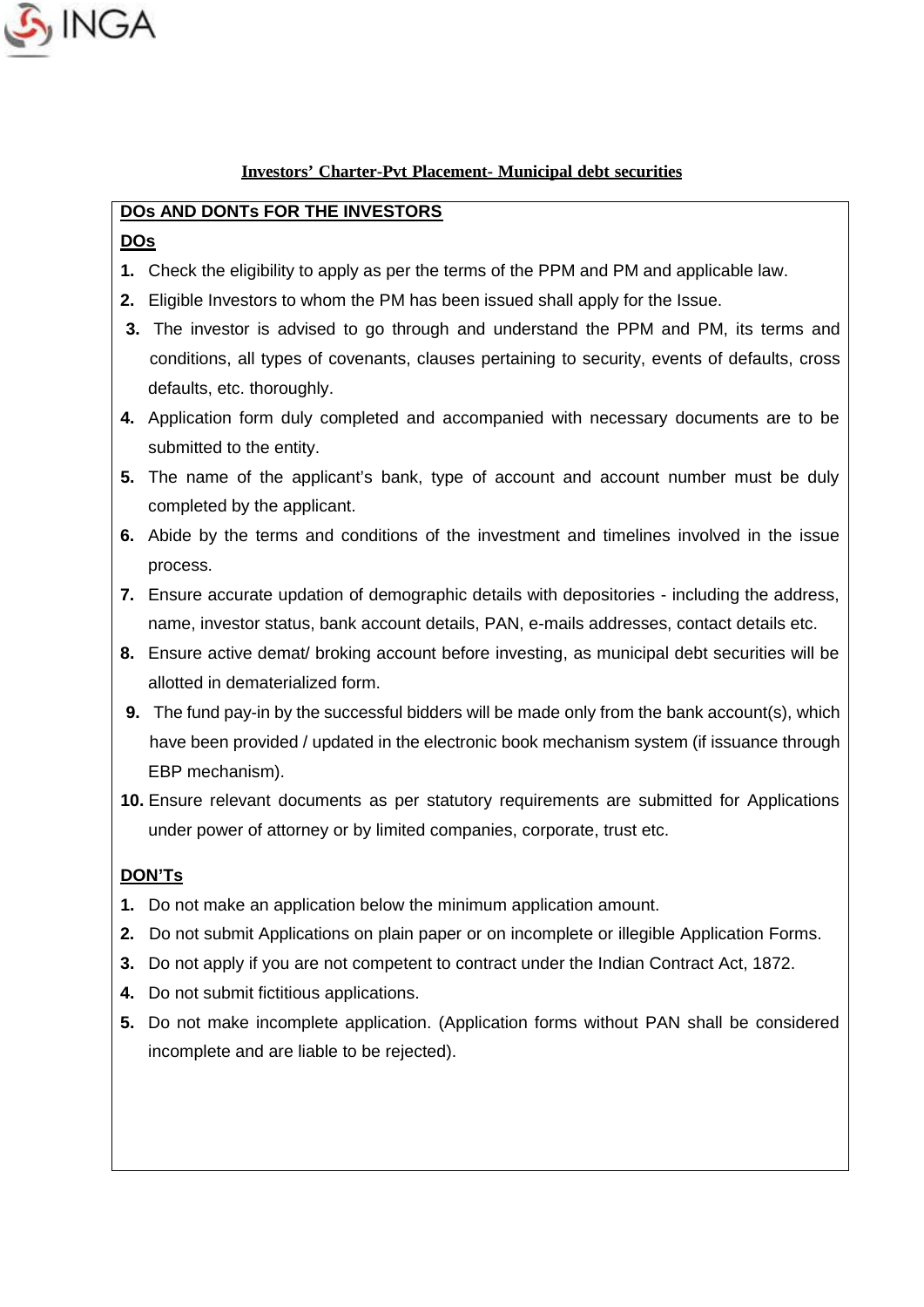## Investors' Charter-Pvt Placement- Municipal debt securities

### DOs AND DONTs FOR THE INVESTORS

### DOs

1. Check the eligibility to apply as per the terms of the PPM and PM and applicable law.
2. Eligible Investors to whom the PM has been issued shall apply for the Issue.
3. The investor is advised to go through and understand the PPM and PM, its terms and conditions, all types of covenants, clauses pertaining to security, events of defaults, cross defaults, etc. thoroughly.
4. Application form duly completed and accompanied with necessary documents are to be submitted to the entity.
5. The name of the applicant's bank, type of account and account number must be duly completed by the applicant.
6. Abide by the terms and conditions of the investment and timelines involved in the issue process.
7. Ensure accurate updation of demographic details with depositories - including the address, name, investor status, bank account details, PAN, e-mails addresses, contact details etc.
8. Ensure active demat/ broking account before investing, as municipal debt securities will be allotted in dematerialized form.
9. The fund pay-in by the successful bidders will be made only from the bank account(s), which have been provided / updated in the electronic book mechanism system (if issuance through EBP mechanism).
10. Ensure relevant documents as per statutory requirements are submitted for Applications under power of attorney or by limited companies, corporate, trust etc.

### DON'Ts

1. Do not make an application below the minimum application amount.
2. Do not submit Applications on plain paper or on incomplete or illegible Application Forms.
3. Do not apply if you are not competent to contract under the Indian Contract Act, 1872.
4. Do not submit fictitious applications.
5. Do not make incomplete application. (Application forms without PAN shall be considered incomplete and are liable to be rejected).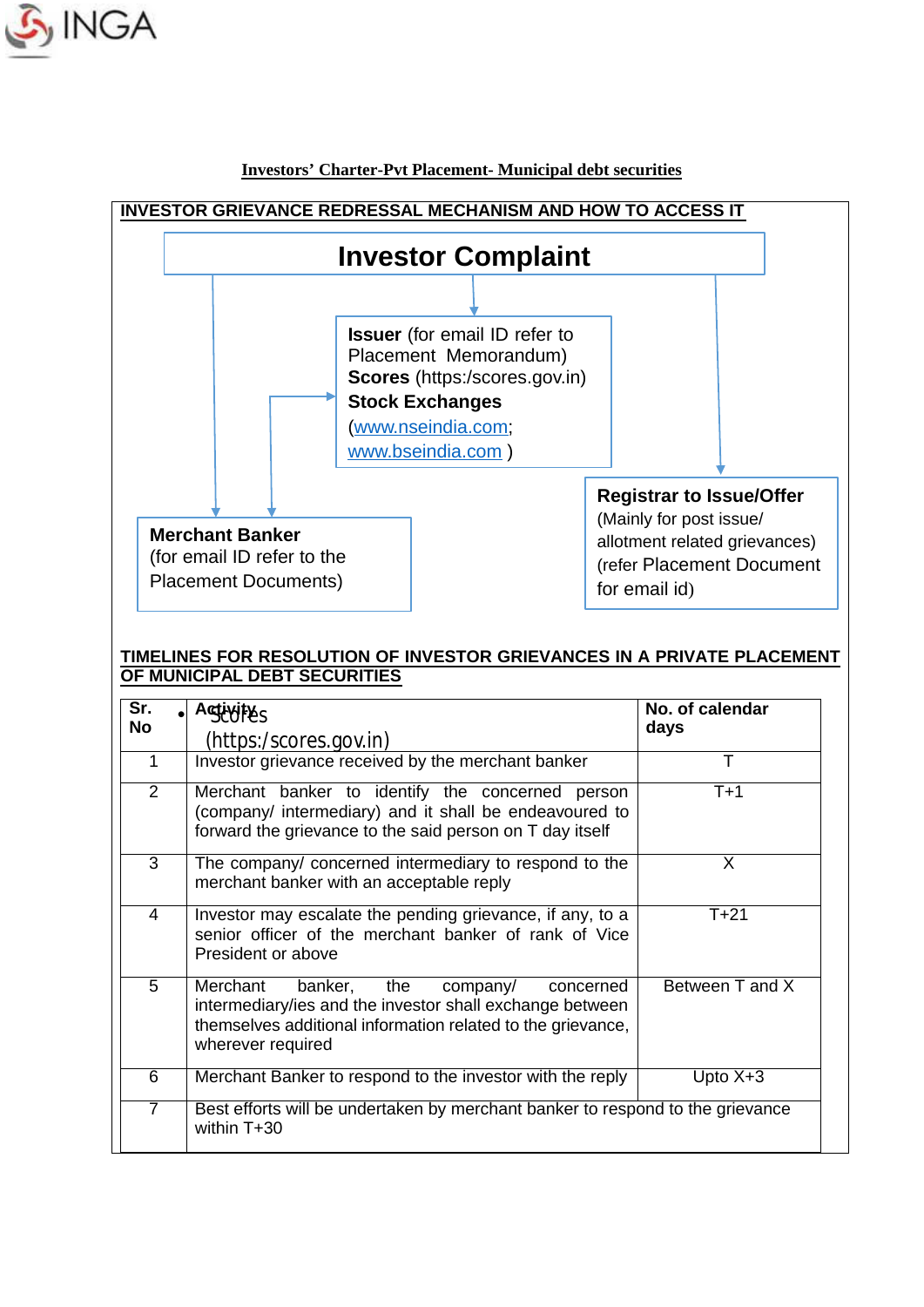## Investors' Charter-Pvt Placement- Municipal debt securities

### INVESTOR GRIEVANCE REDRESSAL MECHANISM AND HOW TO ACCESS IT

**Investor Complaint**

**Issuer** (for email ID refer to Placement Memorandum)
**Scores** (https:/scores.gov.in)
**Stock Exchanges**
(www.nseindia.com; www.bseindia.com )

**Merchant Banker**
(for email ID refer to the Placement Documents)

**Registrar to Issue/Offer**
(Mainly for post issue/ allotment related grievances)
(refer Placement Document for email id)

### TIMELINES FOR RESOLUTION OF INVESTOR GRIEVANCES IN A PRIVATE PLACEMENT OF MUNICIPAL DEBT SECURITIES

| Sr. No | Activity<br>• Scores (https:/scores.gov.in) | No. of calendar days |
|---|---|---|
| 1 | Investor grievance received by the merchant banker | T |
| 2 | Merchant banker to identify the concerned person (company/ intermediary) and it shall be endeavoured to forward the grievance to the said person on T day itself | T+1 |
| 3 | The company/ concerned intermediary to respond to the merchant banker with an acceptable reply | X |
| 4 | Investor may escalate the pending grievance, if any, to a senior officer of the merchant banker of rank of Vice President or above | T+21 |
| 5 | Merchant banker, the company/ concerned intermediary/ies and the investor shall exchange between themselves additional information related to the grievance, wherever required | Between T and X |
| 6 | Merchant Banker to respond to the investor with the reply | Upto X+3 |
| 7 | Best efforts will be undertaken by merchant banker to respond to the grievance within T+30 | |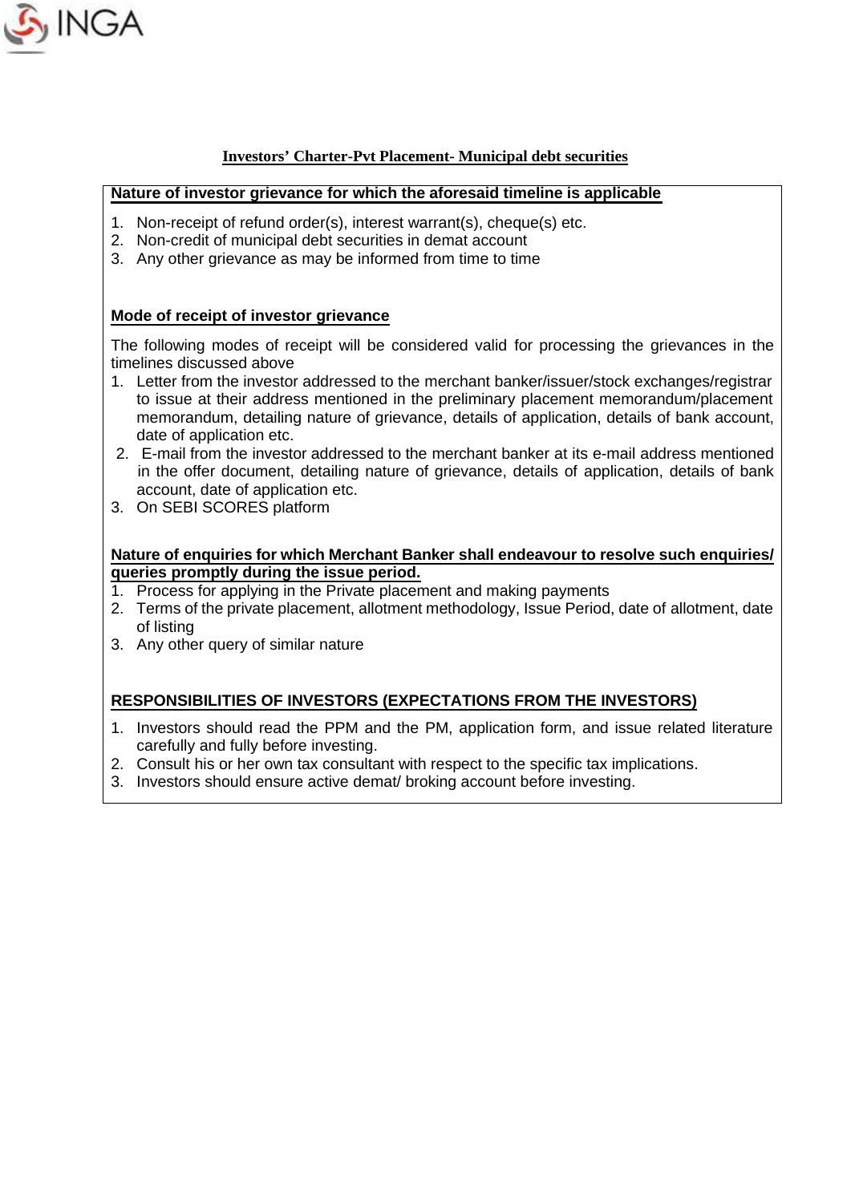**Investors' Charter-Pvt Placement- Municipal debt securities**

**Nature of investor grievance for which the aforesaid timeline is applicable**

1. Non-receipt of refund order(s), interest warrant(s), cheque(s) etc.
2. Non-credit of municipal debt securities in demat account
3. Any other grievance as may be informed from time to time

**Mode of receipt of investor grievance**

The following modes of receipt will be considered valid for processing the grievances in the timelines discussed above

1. Letter from the investor addressed to the merchant banker/issuer/stock exchanges/registrar to issue at their address mentioned in the preliminary placement memorandum/placement memorandum, detailing nature of grievance, details of application, details of bank account, date of application etc.
2. E-mail from the investor addressed to the merchant banker at its e-mail address mentioned in the offer document, detailing nature of grievance, details of application, details of bank account, date of application etc.
3. On SEBI SCORES platform

**Nature of enquiries for which Merchant Banker shall endeavour to resolve such enquiries/ queries promptly during the issue period.**

1. Process for applying in the Private placement and making payments
2. Terms of the private placement, allotment methodology, Issue Period, date of allotment, date of listing
3. Any other query of similar nature

**RESPONSIBILITIES OF INVESTORS (EXPECTATIONS FROM THE INVESTORS)**

1. Investors should read the PPM and the PM, application form, and issue related literature carefully and fully before investing.
2. Consult his or her own tax consultant with respect to the specific tax implications.
3. Investors should ensure active demat/ broking account before investing.